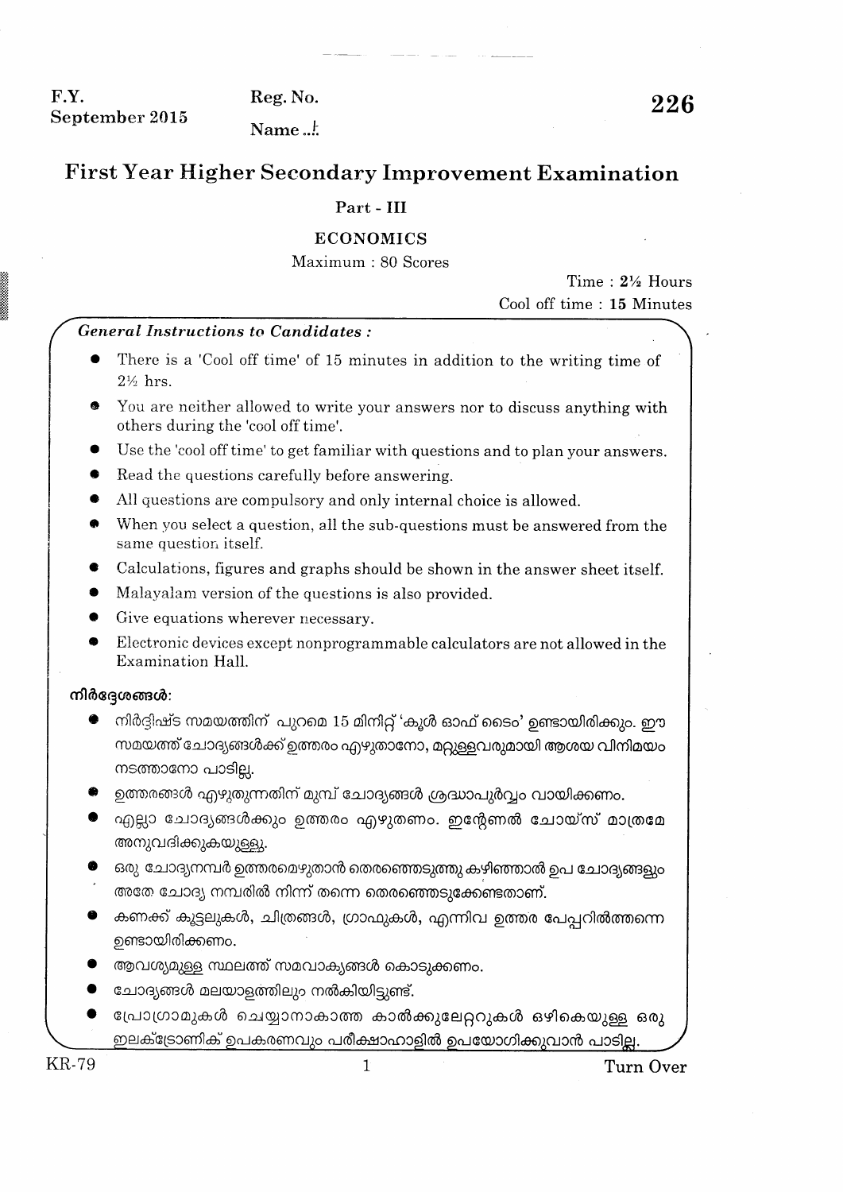F.Y.
September 2015

Reg. No.

Name ..!.

**226**

# First Year Higher Secondary Improvement Examination

## Part - III

## ECONOMICS

Maximum : 80 Scores

Time : 2½ Hours
Cool off time : 15 Minutes

***General Instructions to Candidates :***

- There is a 'Cool off time' of 15 minutes in addition to the writing time of 2½ hrs.
- You are neither allowed to write your answers nor to discuss anything with others during the 'cool off time'.
- Use the 'cool off time' to get familiar with questions and to plan your answers.
- Read the questions carefully before answering.
- All questions are compulsory and only internal choice is allowed.
- When you select a question, all the sub-questions must be answered from the same question itself.
- Calculations, figures and graphs should be shown in the answer sheet itself.
- Malayalam version of the questions is also provided.
- Give equations wherever necessary.
- Electronic devices except nonprogrammable calculators are not allowed in the Examination Hall.

**നിർദ്ദേശങ്ങൾ:**

- നിർദ്ദിഷ്ട സമയത്തിന് പുറമെ 15 മിനിറ്റ് 'കൂൾ ഓഫ് ടൈം' ഉണ്ടായിരിക്കും. ഈ സമയത്ത് ചോദ്യങ്ങൾക്ക് ഉത്തരം എഴുതാനോ, മറ്റുള്ളവരുമായി ആശയ വിനിമയം നടത്താനോ പാടില്ല.
- ഉത്തരങ്ങൾ എഴുതുന്നതിന് മുമ്പ് ചോദ്യങ്ങൾ ശ്രദ്ധാപൂർവ്വം വായിക്കണം.
- എല്ലാ ചോദ്യങ്ങൾക്കും ഉത്തരം എഴുതണം. ഇന്റേണൽ ചോയ്സ് മാത്രമേ അനുവദിക്കുകയുള്ളൂ.
- ഒരു ചോദ്യനമ്പർ ഉത്തരമെഴുതാൻ തെരഞ്ഞെടുത്തു കഴിഞ്ഞാൽ ഉപ ചോദ്യങ്ങളും അതേ ചോദ്യ നമ്പരിൽ നിന്ന് തന്നെ തെരഞ്ഞെടുക്കേണ്ടതാണ്.
- കണക്ക് കൂട്ടലുകൾ, ചിത്രങ്ങൾ, ഗ്രാഫുകൾ, എന്നിവ ഉത്തര പേപ്പറിൽത്തന്നെ ഉണ്ടായിരിക്കണം.
- ആവശ്യമുള്ള സ്ഥലത്ത് സമവാക്യങ്ങൾ കൊടുക്കണം.
- ചോദ്യങ്ങൾ മലയാളത്തിലും നൽകിയിട്ടുണ്ട്.
- പ്രോഗ്രാമുകൾ ചെയ്യാനാകാത്ത കാൽക്കുലേറ്ററുകൾ ഒഴികെയുള്ള ഒരു ഇലക്ട്രോണിക് ഉപകരണവും പരീക്ഷാഹാളിൽ ഉപയോഗിക്കുവാൻ പാടില്ല.

KR-79

Turn Over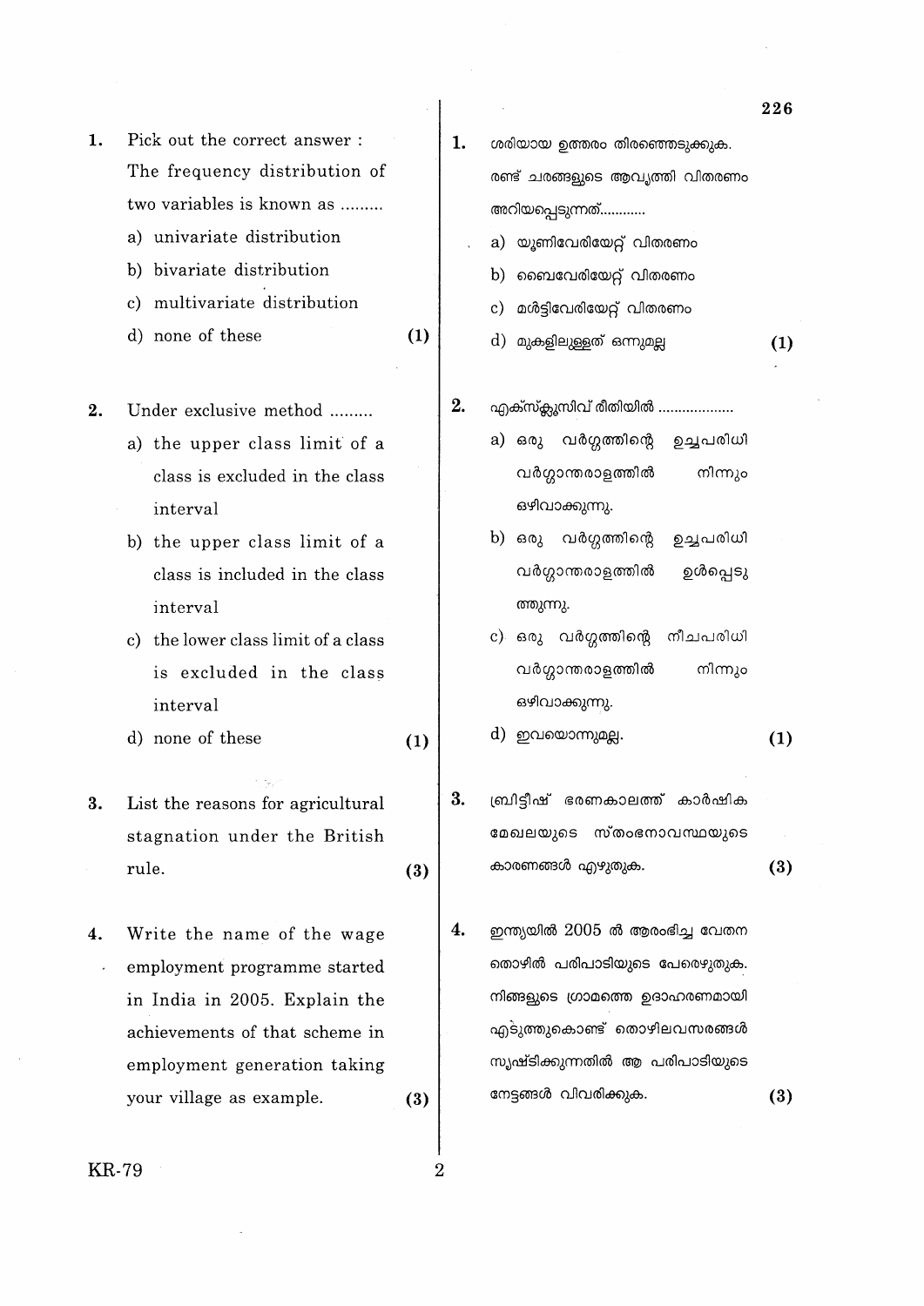1. Pick out the correct answer :
   The frequency distribution of two variables is known as .........
   a) univariate distribution
   b) bivariate distribution
   c) multivariate distribution
   d) none of these (1)

2. Under exclusive method .........
   a) the upper class limit of a class is excluded in the class interval
   b) the upper class limit of a class is included in the class interval
   c) the lower class limit of a class is excluded in the class interval
   d) none of these (1)

3. List the reasons for agricultural stagnation under the British rule. (3)

4. Write the name of the wage employment programme started in India in 2005. Explain the achievements of that scheme in employment generation taking your village as example. (3)

1. ശരിയായ ഉത്തരം തിരഞ്ഞെടുക്കുക.
   രണ്ട് ചരങ്ങളുടെ ആവൃത്തി വിതരണം അറിയപ്പെടുന്നത്............
   a) യൂണിവേരിയേറ്റ് വിതരണം
   b) ബൈവേരിയേറ്റ് വിതരണം
   c) മൾട്ടിവേരിയേറ്റ് വിതരണം
   d) മുകളിലുള്ളത് ഒന്നുമല്ല (1)

2. എക്സ്ക്ലൂസിവ് രീതിയിൽ ...................
   a) ഒരു വർഗ്ഗത്തിന്റെ ഉച്ചപരിധി വർഗ്ഗാന്തരാളത്തിൽ നിന്നും ഒഴിവാക്കുന്നു.
   b) ഒരു വർഗ്ഗത്തിന്റെ ഉച്ചപരിധി വർഗ്ഗാന്തരാളത്തിൽ ഉൾപ്പെടുത്തുന്നു.
   c) ഒരു വർഗ്ഗത്തിന്റെ നീചപരിധി വർഗ്ഗാന്തരാളത്തിൽ നിന്നും ഒഴിവാക്കുന്നു.
   d) ഇവയൊന്നുമല്ല. (1)

3. ബ്രിട്ടീഷ് ഭരണകാലത്ത് കാർഷിക മേഖലയുടെ സ്തംഭനാവസ്ഥയുടെ കാരണങ്ങൾ എഴുതുക. (3)

4. ഇന്ത്യയിൽ 2005 ൽ ആരംഭിച്ച വേതന തൊഴിൽ പരിപാടിയുടെ പേരെഴുതുക. നിങ്ങളുടെ ഗ്രാമത്തെ ഉദാഹരണമായി എടുത്തുകൊണ്ട് തൊഴിലവസരങ്ങൾ സൃഷ്ടിക്കുന്നതിൽ ആ പരിപാടിയുടെ നേട്ടങ്ങൾ വിവരിക്കുക. (3)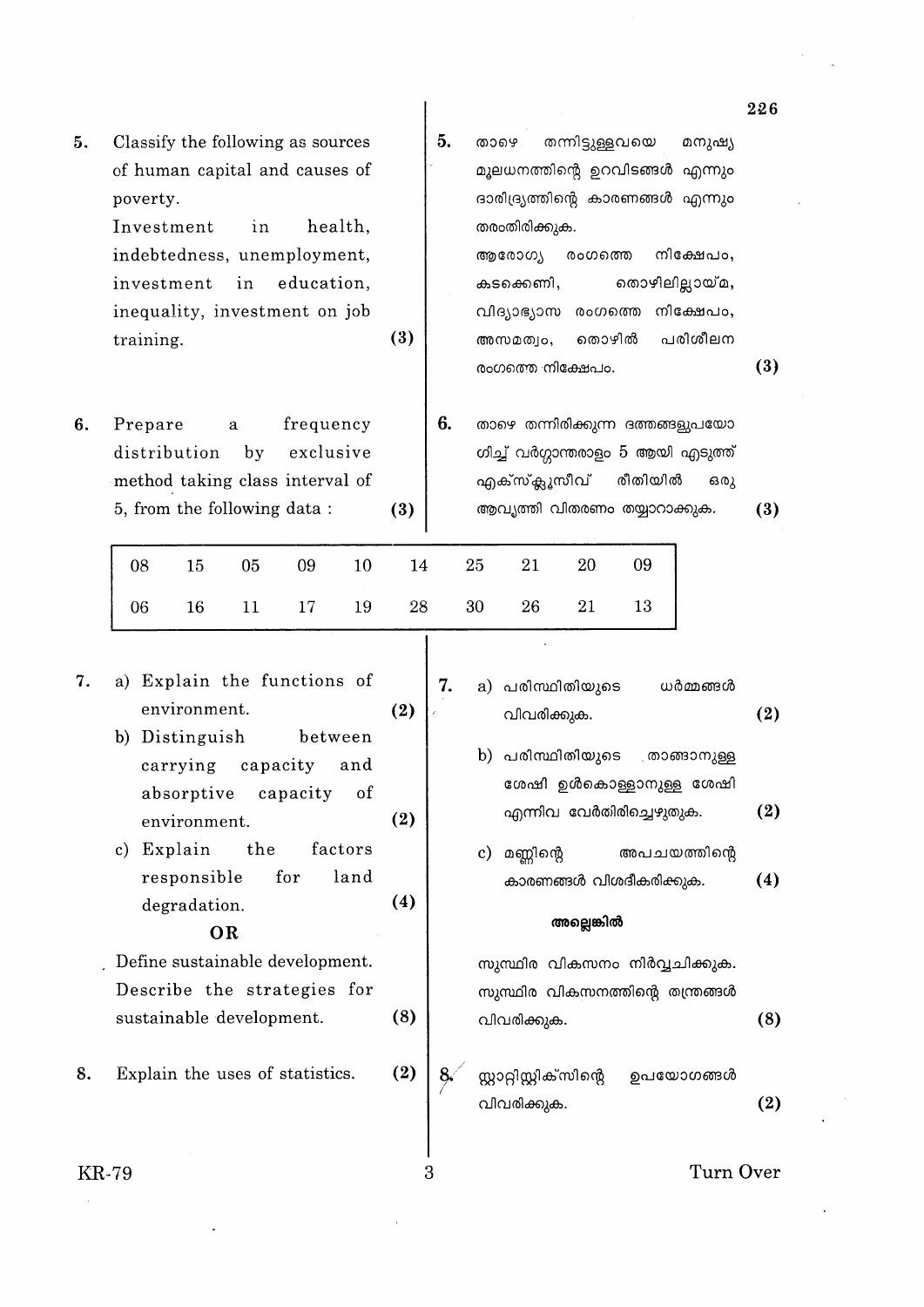5. Classify the following as sources of human capital and causes of poverty.
Investment in health, indebtedness, unemployment, investment in education, inequality, investment on job training. **(3)**

5. താഴെ തന്നിട്ടുള്ളവയെ മനുഷ്യ മൂലധനത്തിന്റെ ഉറവിടങ്ങൾ എന്നും ദാരിദ്ര്യത്തിന്റെ കാരണങ്ങൾ എന്നും തരംതിരിക്കുക.
ആരോഗ്യ രംഗത്തെ നിക്ഷേപം, കടക്കെണി, തൊഴിലില്ലായ്മ, വിദ്യാഭ്യാസ രംഗത്തെ നിക്ഷേപം, അസമത്വം, തൊഴിൽ പരിശീലന രംഗത്തെ നിക്ഷേപം. **(3)**

6. Prepare a frequency distribution by exclusive method taking class interval of 5, from the following data : **(3)**

6. താഴെ തന്നിരിക്കുന്ന ദത്തങ്ങളുപയോഗിച്ച് വർഗ്ഗാന്തരാളം 5 ആയി എടുത്ത് എക്സ്ക്ലൂസീവ് രീതിയിൽ ഒരു ആവൃത്തി വിതരണം തയ്യാറാക്കുക. **(3)**

| 08 | 15 | 05 | 09 | 10 | 14 | 25 | 21 | 20 | 09 |
|---|---|---|---|---|---|---|---|---|---|
| 06 | 16 | 11 | 17 | 19 | 28 | 30 | 26 | 21 | 13 |

7. a) Explain the functions of environment. **(2)**
b) Distinguish between carrying capacity and absorptive capacity of environment. **(2)**
c) Explain the factors responsible for land degradation. **(4)**

**OR**

Define sustainable development. Describe the strategies for sustainable development. **(8)**

7. a) പരിസ്ഥിതിയുടെ ധർമ്മങ്ങൾ വിവരിക്കുക. **(2)**
b) പരിസ്ഥിതിയുടെ താങ്ങാനുള്ള ശേഷി ഉൾകൊള്ളാനുള്ള ശേഷി എന്നിവ വേർതിരിച്ചെഴുതുക. **(2)**
c) മണ്ണിന്റെ അപചയത്തിന്റെ കാരണങ്ങൾ വിശദീകരിക്കുക. **(4)**

**അല്ലെങ്കിൽ**

സുസ്ഥിര വികസനം നിർവ്വചിക്കുക. സുസ്ഥിര വികസനത്തിന്റെ തന്ത്രങ്ങൾ വിവരിക്കുക. **(8)**

8. Explain the uses of statistics. **(2)**

8. സ്റ്റാറ്റിസ്റ്റിക്സിന്റെ ഉപയോഗങ്ങൾ വിവരിക്കുക. **(2)**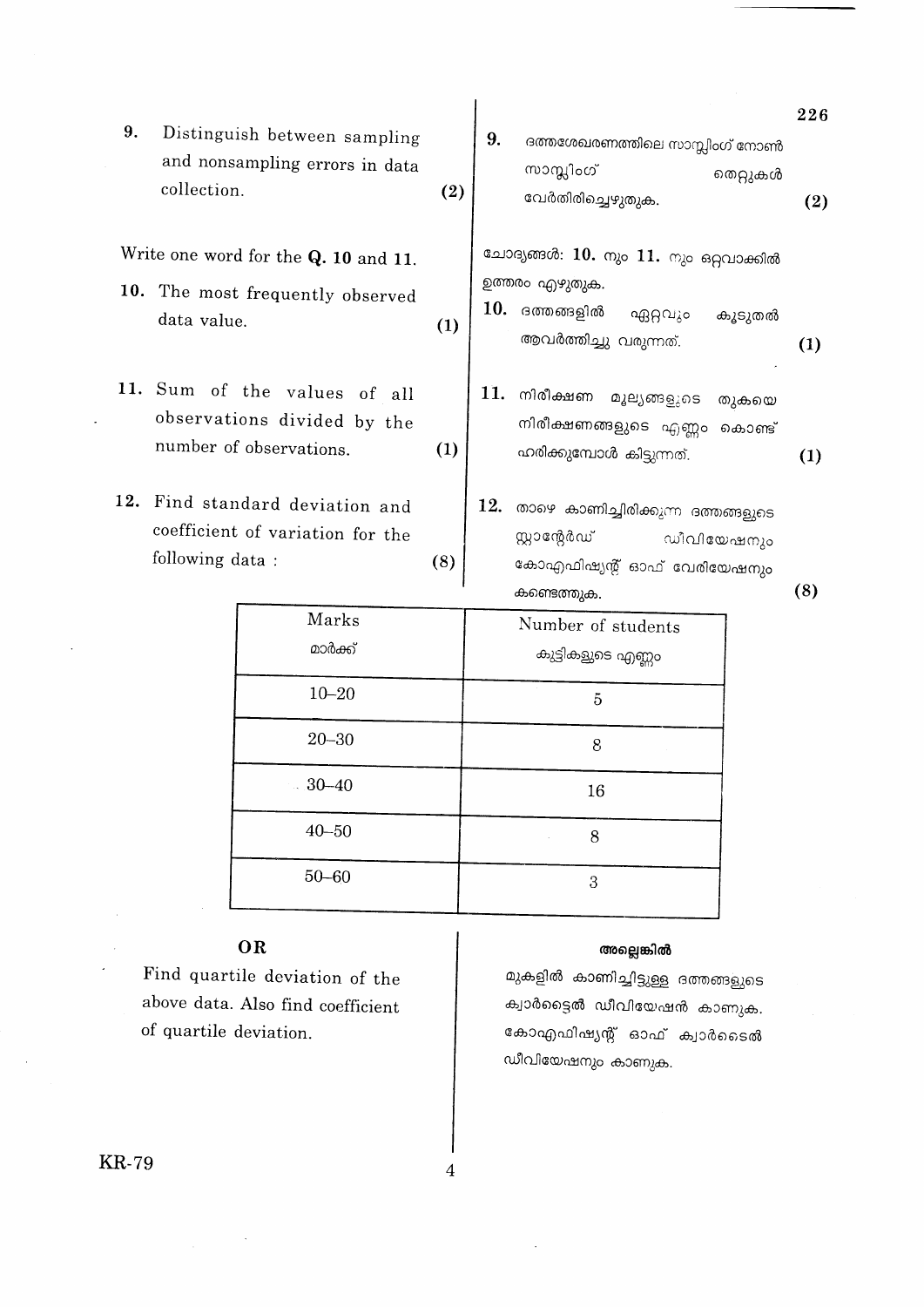9. Distinguish between sampling and nonsampling errors in data collection. **(2)**

9. ദത്തശേഖരണത്തിലെ സാമ്പ്ലിംഗ് നോൺ സാമ്പ്ലിംഗ് തെറ്റുകൾ വേർതിരിച്ചെഴുതുക. **(2)**

Write one word for the **Q. 10** and **11.**

ചോദ്യങ്ങൾ: **10.** നും **11.** നും ഒറ്റവാക്കിൽ ഉത്തരം എഴുതുക.

10. The most frequently observed data value. **(1)**

10. ദത്തങ്ങളിൽ ഏറ്റവും കൂടുതൽ ആവർത്തിച്ചു വരുന്നത്. **(1)**

11. Sum of the values of all observations divided by the number of observations. **(1)**

11. നിരീക്ഷണ മൂല്യങ്ങളുടെ തുകയെ നിരീക്ഷണങ്ങളുടെ എണ്ണം കൊണ്ട് ഹരിക്കുമ്പോൾ കിട്ടുന്നത്. **(1)**

12. Find standard deviation and coefficient of variation for the following data : **(8)**

12. താഴെ കാണിച്ചിരിക്കുന്ന ദത്തങ്ങളുടെ സ്റ്റാന്റേർഡ് ഡീവിയേഷനും കോഎഫിഷ്യന്റ് ഓഫ് വേരിയേഷനും കണ്ടെത്തുക. **(8)**

| Marks<br>മാർക്ക് | Number of students<br>കുട്ടികളുടെ എണ്ണം |
|---|---|
| 10–20 | 5 |
| 20–30 | 8 |
| 30–40 | 16 |
| 40–50 | 8 |
| 50–60 | 3 |

**OR**

Find quartile deviation of the above data. Also find coefficient of quartile deviation.

**അല്ലെങ്കിൽ**

മുകളിൽ കാണിച്ചിട്ടുള്ള ദത്തങ്ങളുടെ ക്വാർട്ടൈൽ ഡീവിയേഷൻ കാണുക. കോഎഫിഷ്യന്റ് ഓഫ് ക്വാർടൈൽ ഡീവിയേഷനും കാണുക.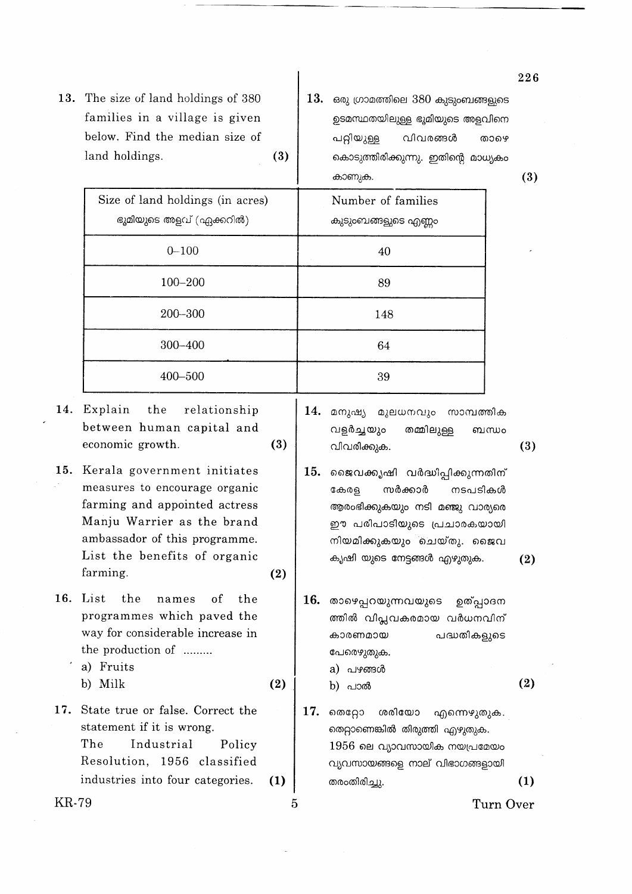13. The size of land holdings of 380 families in a village is given below. Find the median size of land holdings. **(3)**

13. ഒരു ഗ്രാമത്തിലെ 380 കുടുംബങ്ങളുടെ ഉടമസ്ഥതയിലുള്ള ഭൂമിയുടെ അളവിനെ പറ്റിയുള്ള വിവരങ്ങൾ താഴെ കൊടുത്തിരിക്കുന്നു. ഇതിന്റെ മാധ്യകം കാണുക. **(3)**

| Size of land holdings (in acres)<br>ഭൂമിയുടെ അളവ് (ഏക്കറിൽ) | Number of families<br>കുടുംബങ്ങളുടെ എണ്ണം |
|---|---|
| 0–100 | 40 |
| 100–200 | 89 |
| 200–300 | 148 |
| 300–400 | 64 |
| 400–500 | 39 |

14. Explain the relationship between human capital and economic growth. **(3)**

14. മനുഷ്യ മൂലധനവും സാമ്പത്തിക വളർച്ചയും തമ്മിലുള്ള ബന്ധം വിവരിക്കുക. **(3)**

15. Kerala government initiates measures to encourage organic farming and appointed actress Manju Warrier as the brand ambassador of this programme. List the benefits of organic farming. **(2)**

15. ജൈവക്കൃഷി വർദ്ധിപ്പിക്കുന്നതിന് കേരള സർക്കാർ നടപടികൾ ആരംഭിക്കുകയും നടി മഞ്ജു വാര്യരെ ഈ പരിപാടിയുടെ പ്രചാരകയായി നിയമിക്കുകയും ചെയ്തു. ജൈവ കൃഷി യുടെ നേട്ടങ്ങൾ എഴുതുക. **(2)**

16. List the names of the programmes which paved the way for considerable increase in the production of .........
 a) Fruits
 b) Milk **(2)**

16. താഴെപ്പറയുന്നവയുടെ ഉത്പാദനത്തിൽ വിപ്ലവകരമായ വർധനവിന് കാരണമായ പദ്ധതികളുടെ പേരെഴുതുക.
 a) പഴങ്ങൾ
 b) പാൽ **(2)**

17. State true or false. Correct the statement if it is wrong.
The Industrial Policy Resolution, 1956 classified industries into four categories. **(1)**

17. തെറ്റോ ശരിയോ എന്നെഴുതുക. തെറ്റാണെങ്കിൽ തിരുത്തി എഴുതുക.
1956 ലെ വ്യാവസായിക നയപ്രമേയം വ്യവസായങ്ങളെ നാല് വിഭാഗങ്ങളായി തരംതിരിച്ചു. **(1)**

Turn Over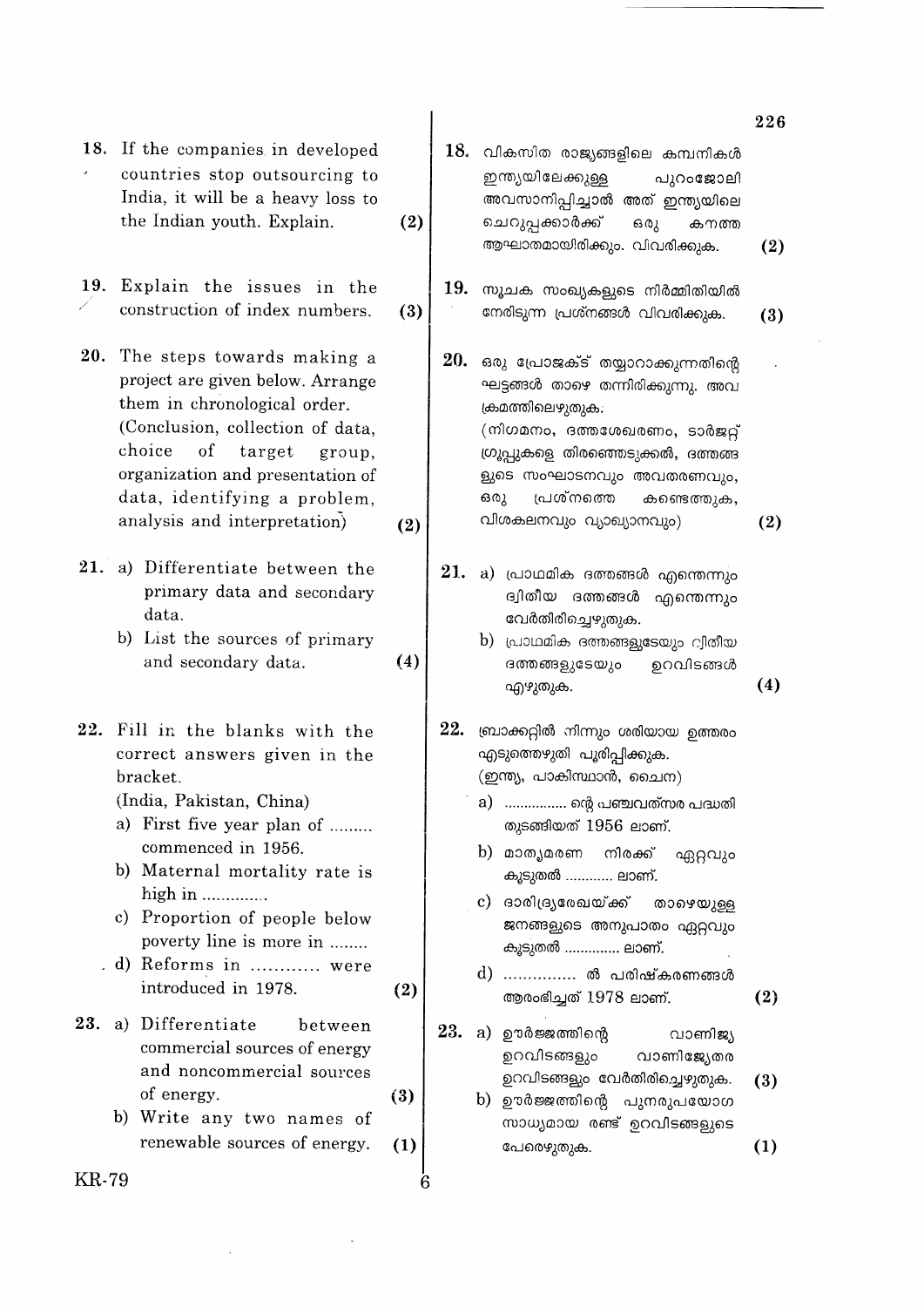18. If the companies in developed countries stop outsourcing to India, it will be a heavy loss to the Indian youth. Explain. (2)

18. വികസിത രാജ്യങ്ങളിലെ കമ്പനികൾ ഇന്ത്യയിലേക്കുള്ള പുറംജോലി അവസാനിപ്പിച്ചാൽ അത് ഇന്ത്യയിലെ ചെറുപ്പക്കാർക്ക് ഒരു കനത്ത ആഘാതമായിരിക്കും. വിവരിക്കുക. (2)

19. Explain the issues in the construction of index numbers. (3)

19. സൂചക സംഖ്യകളുടെ നിർമ്മിതിയിൽ നേരിടുന്ന പ്രശ്നങ്ങൾ വിവരിക്കുക. (3)

20. The steps towards making a project are given below. Arrange them in chronological order.
(Conclusion, collection of data, choice of target group, organization and presentation of data, identifying a problem, analysis and interpretation) (2)

20. ഒരു പ്രോജക്ട് തയ്യാറാക്കുന്നതിന്റെ ഘട്ടങ്ങൾ താഴെ തന്നിരിക്കുന്നു. അവ ക്രമത്തിലെഴുതുക.
(നിഗമനം, ദത്തശേഖരണം, ടാർജറ്റ് ഗ്രൂപ്പുകളെ തിരഞ്ഞെടുക്കൽ, ദത്തങ്ങളുടെ സംഘാടനവും അവതരണവും, ഒരു പ്രശ്നത്തെ കണ്ടെത്തുക, വിശകലനവും വ്യാഖ്യാനവും) (2)

21. a) Differentiate between the primary data and secondary data.
b) List the sources of primary and secondary data. (4)

21. a) പ്രാഥമിക ദത്തങ്ങൾ എന്തെന്നും ദ്വിതീയ ദത്തങ്ങൾ എന്തെന്നും വേർതിരിച്ചെഴുതുക.
b) പ്രാഥമിക ദത്തങ്ങളുടേയും ദ്വിതീയ ദത്തങ്ങളുടേയും ഉറവിടങ്ങൾ എഴുതുക. (4)

22. Fill in the blanks with the correct answers given in the bracket.
(India, Pakistan, China)
a) First five year plan of ......... commenced in 1956.
b) Maternal mortality rate is high in ..............
c) Proportion of people below poverty line is more in ........
d) Reforms in ............ were introduced in 1978. (2)

22. ബ്രാക്കറ്റിൽ നിന്നും ശരിയായ ഉത്തരം എടുത്തെഴുതി പൂരിപ്പിക്കുക.
(ഇന്ത്യ, പാകിസ്ഥാൻ, ചൈന)
a) ................ ന്റെ പഞ്ചവത്സര പദ്ധതി തുടങ്ങിയത് 1956 ലാണ്.
b) മാതൃമരണ നിരക്ക് ഏറ്റവും കൂടുതൽ ............ ലാണ്.
c) ദാരിദ്ര്യരേഖയ്ക്ക് താഴെയുള്ള ജനങ്ങളുടെ അനുപാതം ഏറ്റവും കൂടുതൽ .............. ലാണ്.
d) ............... ൽ പരിഷ്കരണങ്ങൾ ആരംഭിച്ചത് 1978 ലാണ്. (2)

23. a) Differentiate between commercial sources of energy and noncommercial sources of energy. (3)
b) Write any two names of renewable sources of energy. (1)

23. a) ഊർജ്ജത്തിന്റെ വാണിജ്യ ഉറവിടങ്ങളും വാണിജ്യേതര ഉറവിടങ്ങളും വേർതിരിച്ചെഴുതുക. (3)
b) ഊർജ്ജത്തിന്റെ പുനരുപയോഗ സാധ്യമായ രണ്ട് ഉറവിടങ്ങളുടെ പേരെഴുതുക. (1)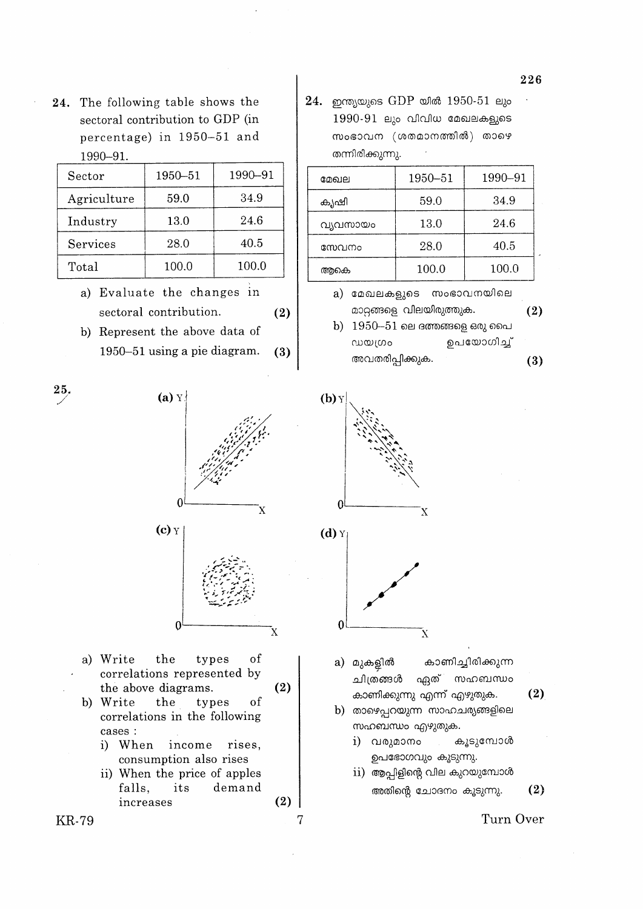24. The following table shows the sectoral contribution to GDP (in percentage) in 1950–51 and 1990–91.

| Sector | 1950–51 | 1990–91 |
|---|---|---|
| Agriculture | 59.0 | 34.9 |
| Industry | 13.0 | 24.6 |
| Services | 28.0 | 40.5 |
| Total | 100.0 | 100.0 |

a) Evaluate the changes in sectoral contribution. **(2)**

b) Represent the above data of 1950–51 using a pie diagram. **(3)**

24. ഇന്ത്യയുടെ GDP യിൽ 1950-51 ലും 1990-91 ലും വിവിധ മേഖലകളുടെ സംഭാവന (ശതമാനത്തിൽ) താഴെ തന്നിരിക്കുന്നു.

| മേഖല | 1950–51 | 1990–91 |
|---|---|---|
| കൃഷി | 59.0 | 34.9 |
| വ്യവസായം | 13.0 | 24.6 |
| സേവനം | 28.0 | 40.5 |
| ആകെ | 100.0 | 100.0 |

a) മേഖലകളുടെ സംഭാവനയിലെ മാറ്റങ്ങളെ വിലയിരുത്തുക. **(2)**

b) 1950–51 ലെ ദത്തങ്ങളെ ഒരു പൈ ഡയഗ്രം ഉപയോഗിച്ച് അവതരിപ്പിക്കുക. **(3)**

25.

(a) (b) (c) (d)

a) Write the types of correlations represented by the above diagrams. **(2)**

b) Write the types of correlations in the following cases :

i) When income rises, consumption also rises

ii) When the price of apples falls, its demand increases **(2)**

a) മുകളിൽ കാണിച്ചിരിക്കുന്ന ചിത്രങ്ങൾ ഏത് സഹബന്ധം കാണിക്കുന്നു എന്ന് എഴുതുക. **(2)**

b) താഴെപ്പറയുന്ന സാഹചര്യങ്ങളിലെ സഹബന്ധം എഴുതുക.

i) വരുമാനം കൂടുമ്പോൾ ഉപഭോഗവും കൂടുന്നു.

ii) ആപ്പിളിന്റെ വില കുറയുമ്പോൾ അതിന്റെ ചോദനം കൂടുന്നു. **(2)**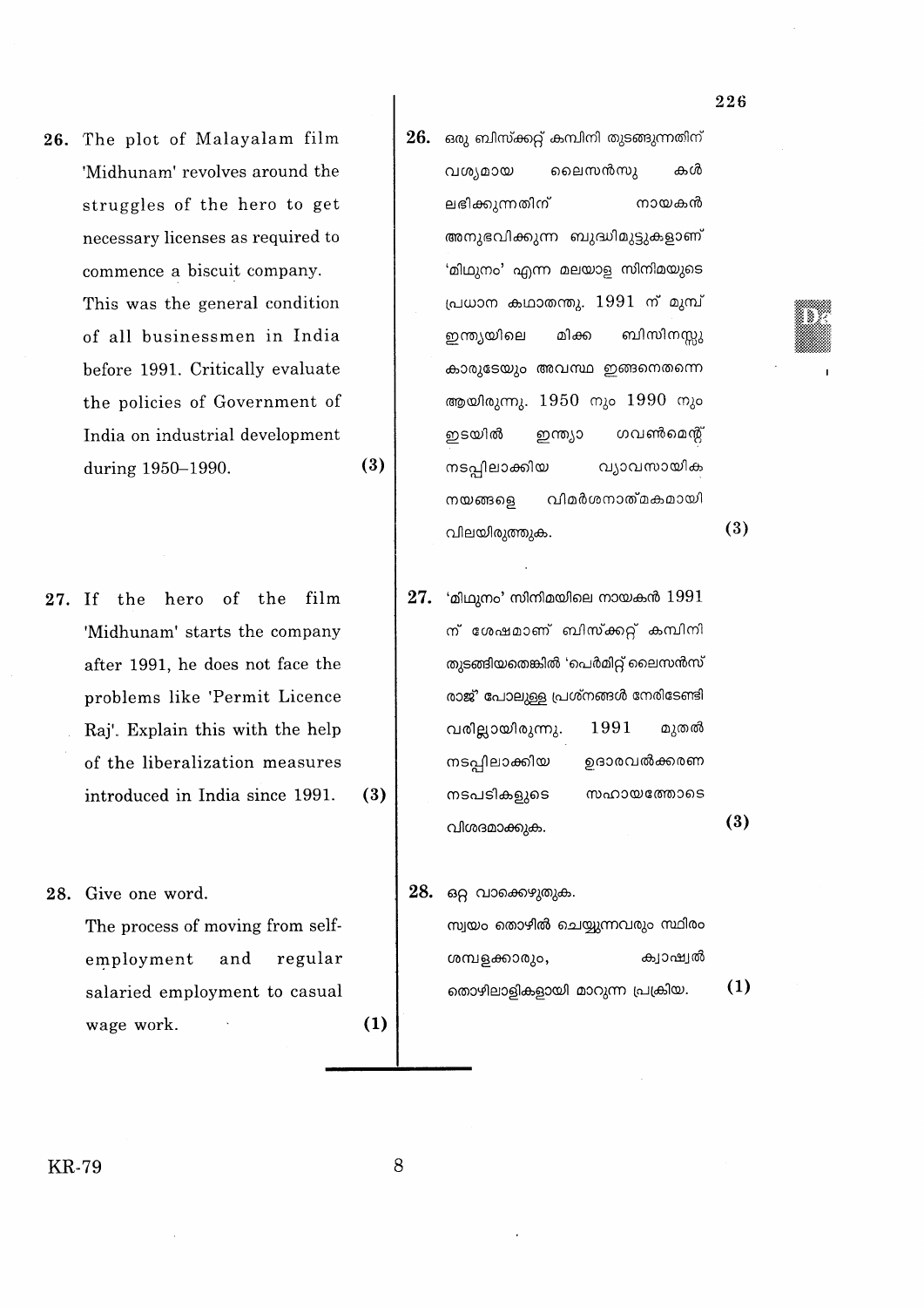26. The plot of Malayalam film 'Midhunam' revolves around the struggles of the hero to get necessary licenses as required to commence a biscuit company. This was the general condition of all businessmen in India before 1991. Critically evaluate the policies of Government of India on industrial development during 1950–1990. (3)

26. ഒരു ബിസ്ക്കറ്റ് കമ്പിനി തുടങ്ങുന്നതിന് വശ്യമായ ലൈസൻസുകൾ ലഭിക്കുന്നതിന് നായകൻ അനുഭവിക്കുന്ന ബുദ്ധിമുട്ടുകളാണ് 'മിഥുനം' എന്ന മലയാള സിനിമയുടെ പ്രധാന കഥാതന്തു. 1991 ന് മുമ്പ് ഇന്ത്യയിലെ മിക്ക ബിസിനസ്സുകാരുടേയും അവസ്ഥ ഇങ്ങനെതന്നെ ആയിരുന്നു. 1950 നും 1990 നും ഇടയിൽ ഇന്ത്യാ ഗവൺമെന്റ് നടപ്പിലാക്കിയ വ്യാവസായിക നയങ്ങളെ വിമർശനാത്മകമായി വിലയിരുത്തുക. (3)

27. If the hero of the film 'Midhunam' starts the company after 1991, he does not face the problems like 'Permit Licence Raj'. Explain this with the help of the liberalization measures introduced in India since 1991. (3)

27. 'മിഥുനം' സിനിമയിലെ നായകൻ 1991 ന് ശേഷമാണ് ബിസ്ക്കറ്റ് കമ്പിനി തുടങ്ങിയതെങ്കിൽ 'പെർമിറ്റ് ലൈസൻസ് രാജ്' പോലുള്ള പ്രശ്നങ്ങൾ നേരിടേണ്ടി വരില്ലായിരുന്നു. 1991 മുതൽ നടപ്പിലാക്കിയ ഉദാരവൽക്കരണ നടപടികളുടെ സഹായത്തോടെ വിശദമാക്കുക. (3)

28. Give one word.
The process of moving from self-employment and regular salaried employment to casual wage work. (1)

28. ഒറ്റ വാക്കെഴുതുക.
സ്വയം തൊഴിൽ ചെയ്യുന്നവരും സ്ഥിരം ശമ്പളക്കാരും, ക്വാഷ്വൽ തൊഴിലാളികളായി മാറുന്ന പ്രക്രിയ. (1)